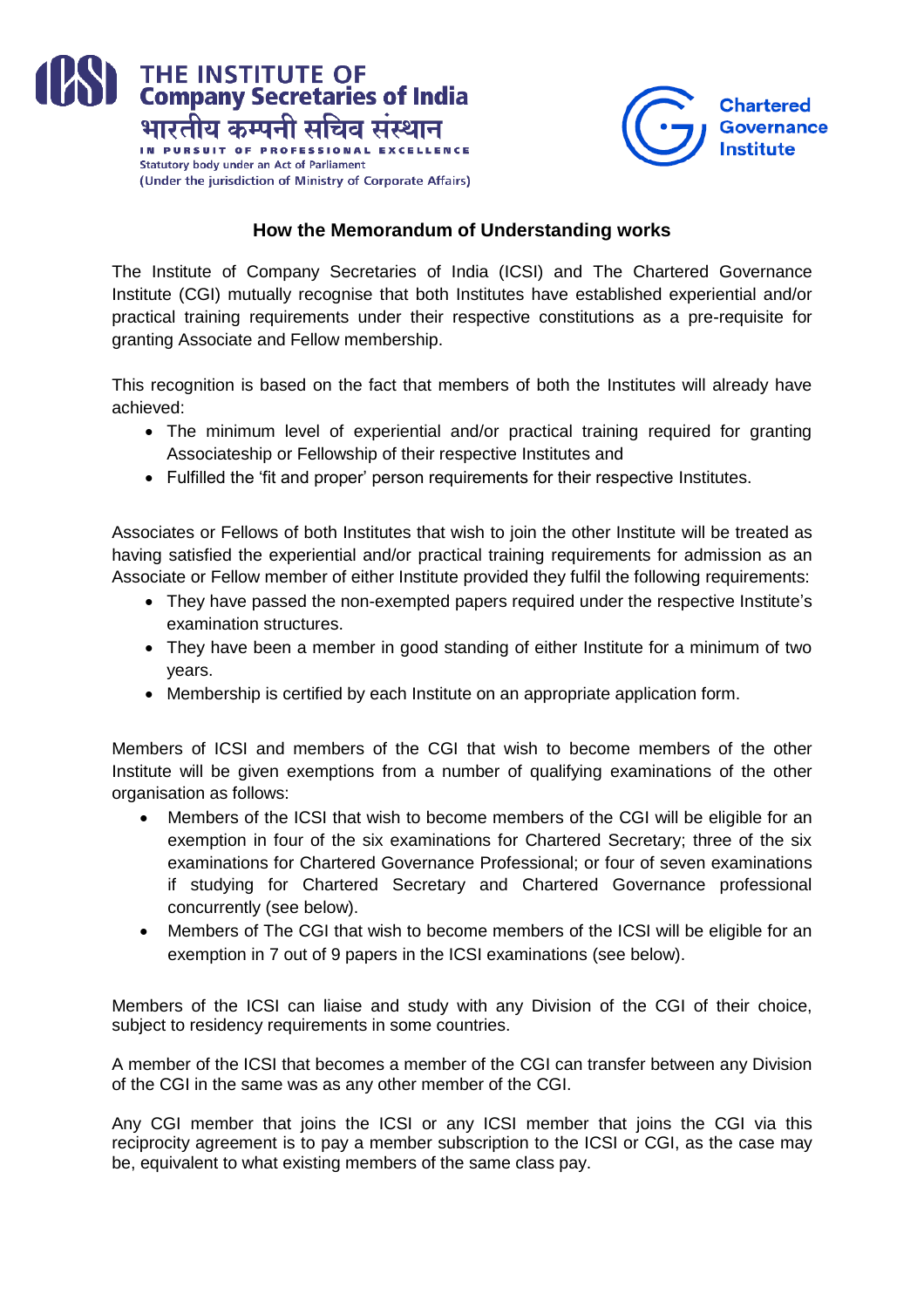THE INSTITUTE OF
**Company Secretaries of India**
भारतीय कम्पनी सचिव संस्थान
IN PURSUIT OF PROFESSIONAL EXCELLENCE
Statutory body under an Act of Parliament
(Under the jurisdiction of Ministry of Corporate Affairs)

Chartered Governance Institute

## How the Memorandum of Understanding works

The Institute of Company Secretaries of India (ICSI) and The Chartered Governance Institute (CGI) mutually recognise that both Institutes have established experiential and/or practical training requirements under their respective constitutions as a pre-requisite for granting Associate and Fellow membership.

This recognition is based on the fact that members of both the Institutes will already have achieved:

- The minimum level of experiential and/or practical training required for granting Associateship or Fellowship of their respective Institutes and
- Fulfilled the 'fit and proper' person requirements for their respective Institutes.

Associates or Fellows of both Institutes that wish to join the other Institute will be treated as having satisfied the experiential and/or practical training requirements for admission as an Associate or Fellow member of either Institute provided they fulfil the following requirements:

- They have passed the non-exempted papers required under the respective Institute's examination structures.
- They have been a member in good standing of either Institute for a minimum of two years.
- Membership is certified by each Institute on an appropriate application form.

Members of ICSI and members of the CGI that wish to become members of the other Institute will be given exemptions from a number of qualifying examinations of the other organisation as follows:

- Members of the ICSI that wish to become members of the CGI will be eligible for an exemption in four of the six examinations for Chartered Secretary; three of the six examinations for Chartered Governance Professional; or four of seven examinations if studying for Chartered Secretary and Chartered Governance professional concurrently (see below).
- Members of The CGI that wish to become members of the ICSI will be eligible for an exemption in 7 out of 9 papers in the ICSI examinations (see below).

Members of the ICSI can liaise and study with any Division of the CGI of their choice, subject to residency requirements in some countries.

A member of the ICSI that becomes a member of the CGI can transfer between any Division of the CGI in the same was as any other member of the CGI.

Any CGI member that joins the ICSI or any ICSI member that joins the CGI via this reciprocity agreement is to pay a member subscription to the ICSI or CGI, as the case may be, equivalent to what existing members of the same class pay.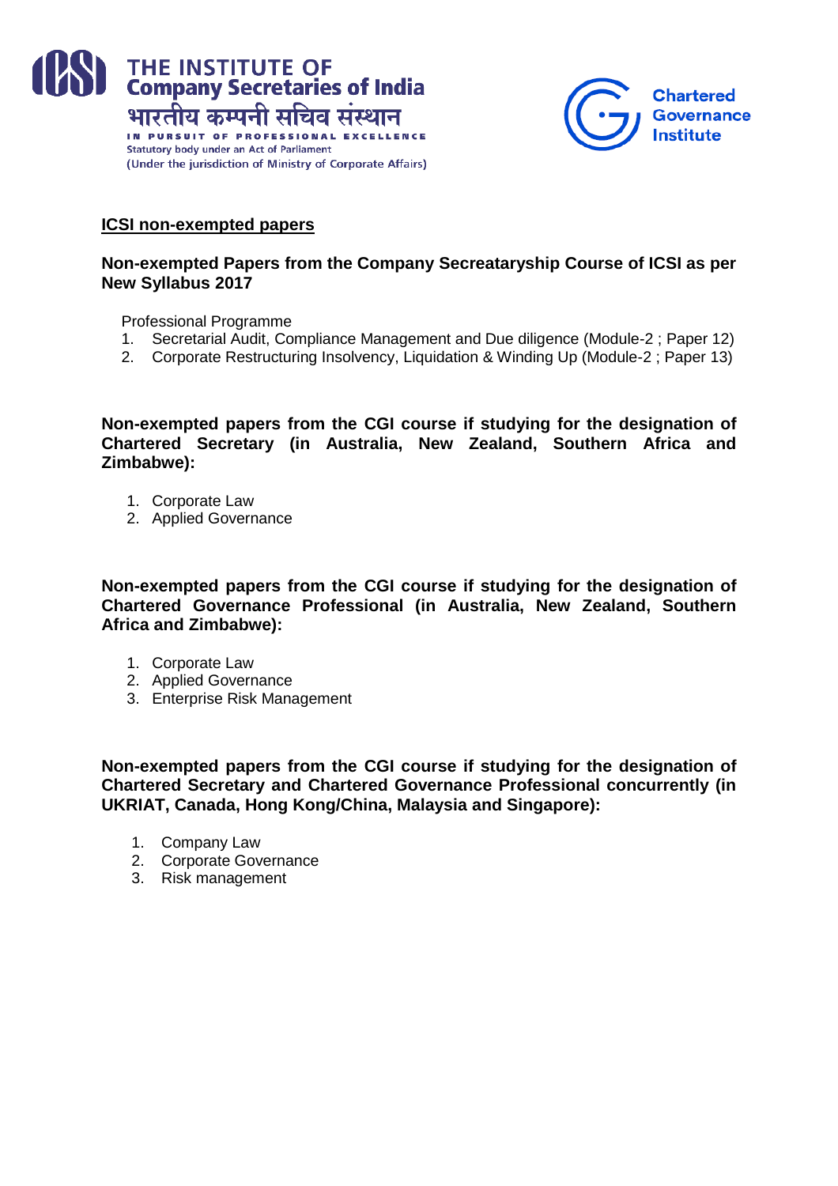THE INSTITUTE OF
Company Secretaries of India
भारतीय कम्पनी सचिव संस्थान
IN PURSUIT OF PROFESSIONAL EXCELLENCE
Statutory body under an Act of Parliament
(Under the jurisdiction of Ministry of Corporate Affairs)

Chartered Governance Institute

## ICSI non-exempted papers

**Non-exempted Papers from the Company Secreataryship Course of ICSI as per New Syllabus 2017**

Professional Programme

1. Secretarial Audit, Compliance Management and Due diligence (Module-2 ; Paper 12)
2. Corporate Restructuring Insolvency, Liquidation & Winding Up (Module-2 ; Paper 13)

**Non-exempted papers from the CGI course if studying for the designation of Chartered Secretary (in Australia, New Zealand, Southern Africa and Zimbabwe):**

1. Corporate Law
2. Applied Governance

**Non-exempted papers from the CGI course if studying for the designation of Chartered Governance Professional (in Australia, New Zealand, Southern Africa and Zimbabwe):**

1. Corporate Law
2. Applied Governance
3. Enterprise Risk Management

**Non-exempted papers from the CGI course if studying for the designation of Chartered Secretary and Chartered Governance Professional concurrently (in UKRIAT, Canada, Hong Kong/China, Malaysia and Singapore):**

1. Company Law
2. Corporate Governance
3. Risk management